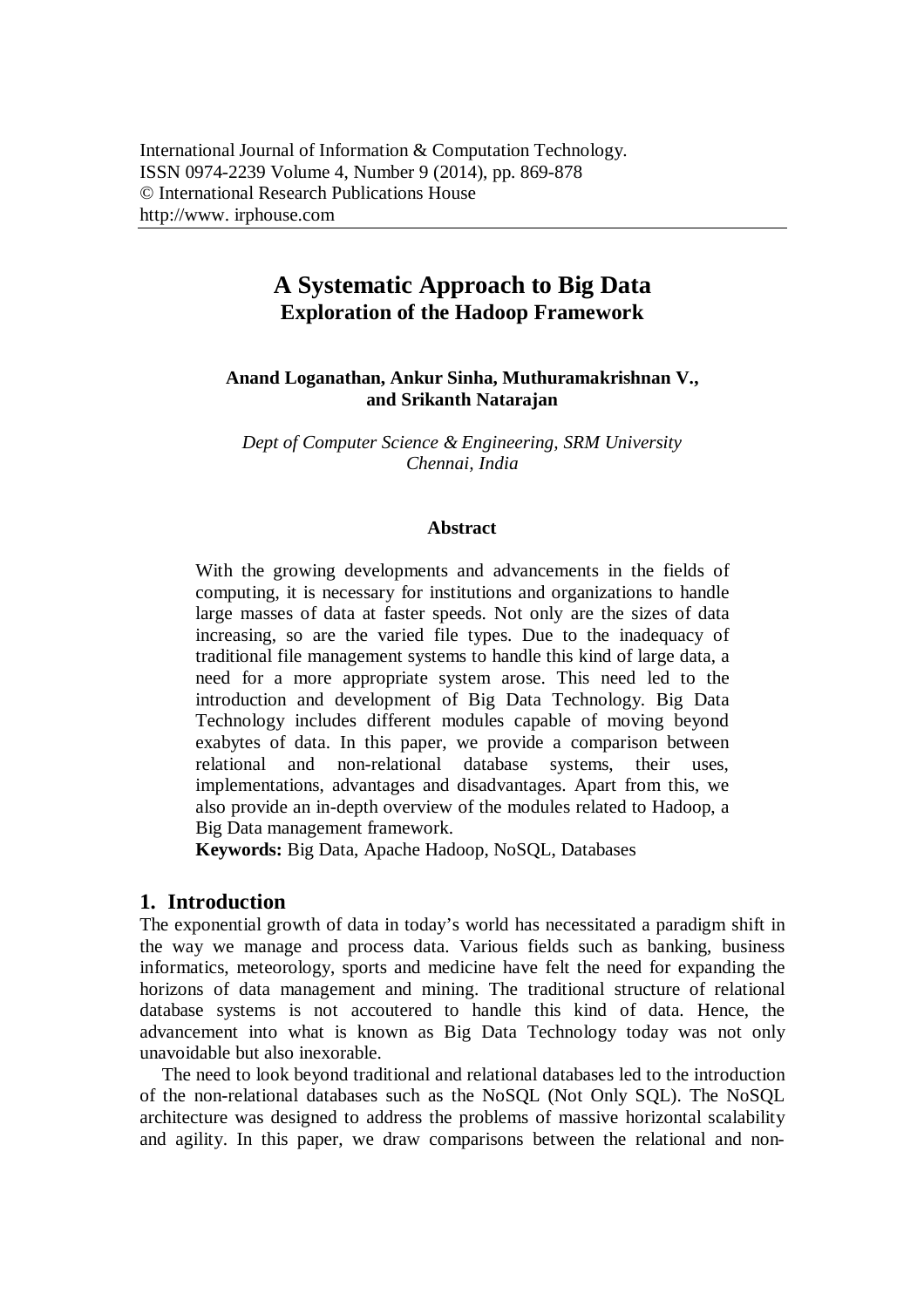International Journal of Information & Computation Technology.
ISSN 0974-2239 Volume 4, Number 9 (2014), pp. 869-878
© International Research Publications House
http://www. irphouse.com

# A Systematic Approach to Big Data
## Exploration of the Hadoop Framework

**Anand Loganathan, Ankur Sinha, Muthuramakrishnan V., and Srikanth Natarajan**

*Dept of Computer Science & Engineering, SRM University*
*Chennai, India*

### Abstract

With the growing developments and advancements in the fields of computing, it is necessary for institutions and organizations to handle large masses of data at faster speeds. Not only are the sizes of data increasing, so are the varied file types. Due to the inadequacy of traditional file management systems to handle this kind of large data, a need for a more appropriate system arose. This need led to the introduction and development of Big Data Technology. Big Data Technology includes different modules capable of moving beyond exabytes of data. In this paper, we provide a comparison between relational and non-relational database systems, their uses, implementations, advantages and disadvantages. Apart from this, we also provide an in-depth overview of the modules related to Hadoop, a Big Data management framework.

**Keywords:** Big Data, Apache Hadoop, NoSQL, Databases

## 1. Introduction

The exponential growth of data in today's world has necessitated a paradigm shift in the way we manage and process data. Various fields such as banking, business informatics, meteorology, sports and medicine have felt the need for expanding the horizons of data management and mining. The traditional structure of relational database systems is not accoutered to handle this kind of data. Hence, the advancement into what is known as Big Data Technology today was not only unavoidable but also inexorable.

The need to look beyond traditional and relational databases led to the introduction of the non-relational databases such as the NoSQL (Not Only SQL). The NoSQL architecture was designed to address the problems of massive horizontal scalability and agility. In this paper, we draw comparisons between the relational and non-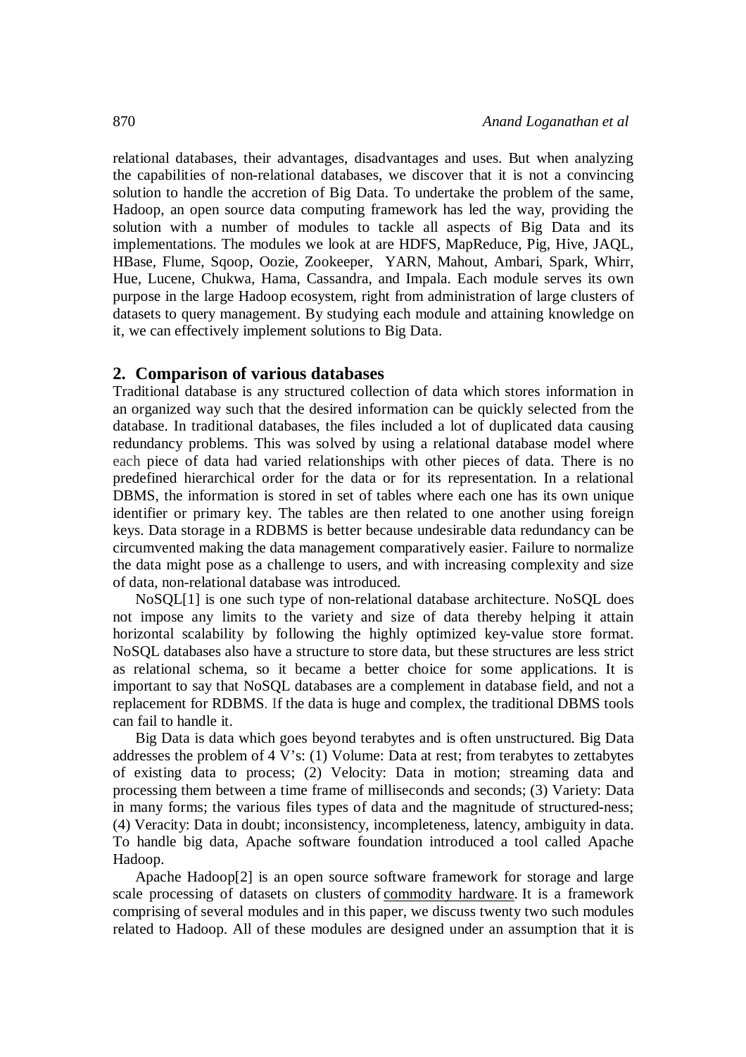relational databases, their advantages, disadvantages and uses. But when analyzing the capabilities of non-relational databases, we discover that it is not a convincing solution to handle the accretion of Big Data. To undertake the problem of the same, Hadoop, an open source data computing framework has led the way, providing the solution with a number of modules to tackle all aspects of Big Data and its implementations. The modules we look at are HDFS, MapReduce, Pig, Hive, JAQL, HBase, Flume, Sqoop, Oozie, Zookeeper, YARN, Mahout, Ambari, Spark, Whirr, Hue, Lucene, Chukwa, Hama, Cassandra, and Impala. Each module serves its own purpose in the large Hadoop ecosystem, right from administration of large clusters of datasets to query management. By studying each module and attaining knowledge on it, we can effectively implement solutions to Big Data.

## 2. Comparison of various databases

Traditional database is any structured collection of data which stores information in an organized way such that the desired information can be quickly selected from the database. In traditional databases, the files included a lot of duplicated data causing redundancy problems. This was solved by using a relational database model where each piece of data had varied relationships with other pieces of data. There is no predefined hierarchical order for the data or for its representation. In a relational DBMS, the information is stored in set of tables where each one has its own unique identifier or primary key. The tables are then related to one another using foreign keys. Data storage in a RDBMS is better because undesirable data redundancy can be circumvented making the data management comparatively easier. Failure to normalize the data might pose as a challenge to users, and with increasing complexity and size of data, non-relational database was introduced.

NoSQL[1] is one such type of non-relational database architecture. NoSQL does not impose any limits to the variety and size of data thereby helping it attain horizontal scalability by following the highly optimized key-value store format. NoSQL databases also have a structure to store data, but these structures are less strict as relational schema, so it became a better choice for some applications. It is important to say that NoSQL databases are a complement in database field, and not a replacement for RDBMS. If the data is huge and complex, the traditional DBMS tools can fail to handle it.

Big Data is data which goes beyond terabytes and is often unstructured. Big Data addresses the problem of 4 V's: (1) Volume: Data at rest; from terabytes to zettabytes of existing data to process; (2) Velocity: Data in motion; streaming data and processing them between a time frame of milliseconds and seconds; (3) Variety: Data in many forms; the various files types of data and the magnitude of structured-ness; (4) Veracity: Data in doubt; inconsistency, incompleteness, latency, ambiguity in data. To handle big data, Apache software foundation introduced a tool called Apache Hadoop.

Apache Hadoop[2] is an open source software framework for storage and large scale processing of datasets on clusters of commodity hardware. It is a framework comprising of several modules and in this paper, we discuss twenty two such modules related to Hadoop. All of these modules are designed under an assumption that it is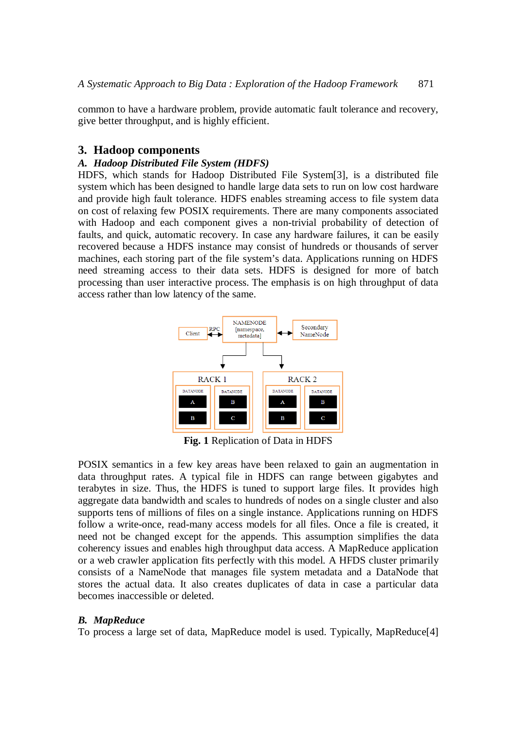common to have a hardware problem, provide automatic fault tolerance and recovery, give better throughput, and is highly efficient.

## 3. Hadoop components

### *A. Hadoop Distributed File System (HDFS)*

HDFS, which stands for Hadoop Distributed File System[3], is a distributed file system which has been designed to handle large data sets to run on low cost hardware and provide high fault tolerance. HDFS enables streaming access to file system data on cost of relaxing few POSIX requirements. There are many components associated with Hadoop and each component gives a non-trivial probability of detection of faults, and quick, automatic recovery. In case any hardware failures, it can be easily recovered because a HDFS instance may consist of hundreds or thousands of server machines, each storing part of the file system's data. Applications running on HDFS need streaming access to their data sets. HDFS is designed for more of batch processing than user interactive process. The emphasis is on high throughput of data access rather than low latency of the same.

**Fig. 1** Replication of Data in HDFS

POSIX semantics in a few key areas have been relaxed to gain an augmentation in data throughput rates. A typical file in HDFS can range between gigabytes and terabytes in size. Thus, the HDFS is tuned to support large files. It provides high aggregate data bandwidth and scales to hundreds of nodes on a single cluster and also supports tens of millions of files on a single instance. Applications running on HDFS follow a write-once, read-many access models for all files. Once a file is created, it need not be changed except for the appends. This assumption simplifies the data coherency issues and enables high throughput data access. A MapReduce application or a web crawler application fits perfectly with this model. A HFDS cluster primarily consists of a NameNode that manages file system metadata and a DataNode that stores the actual data. It also creates duplicates of data in case a particular data becomes inaccessible or deleted.

### *B. MapReduce*

To process a large set of data, MapReduce model is used. Typically, MapReduce[4]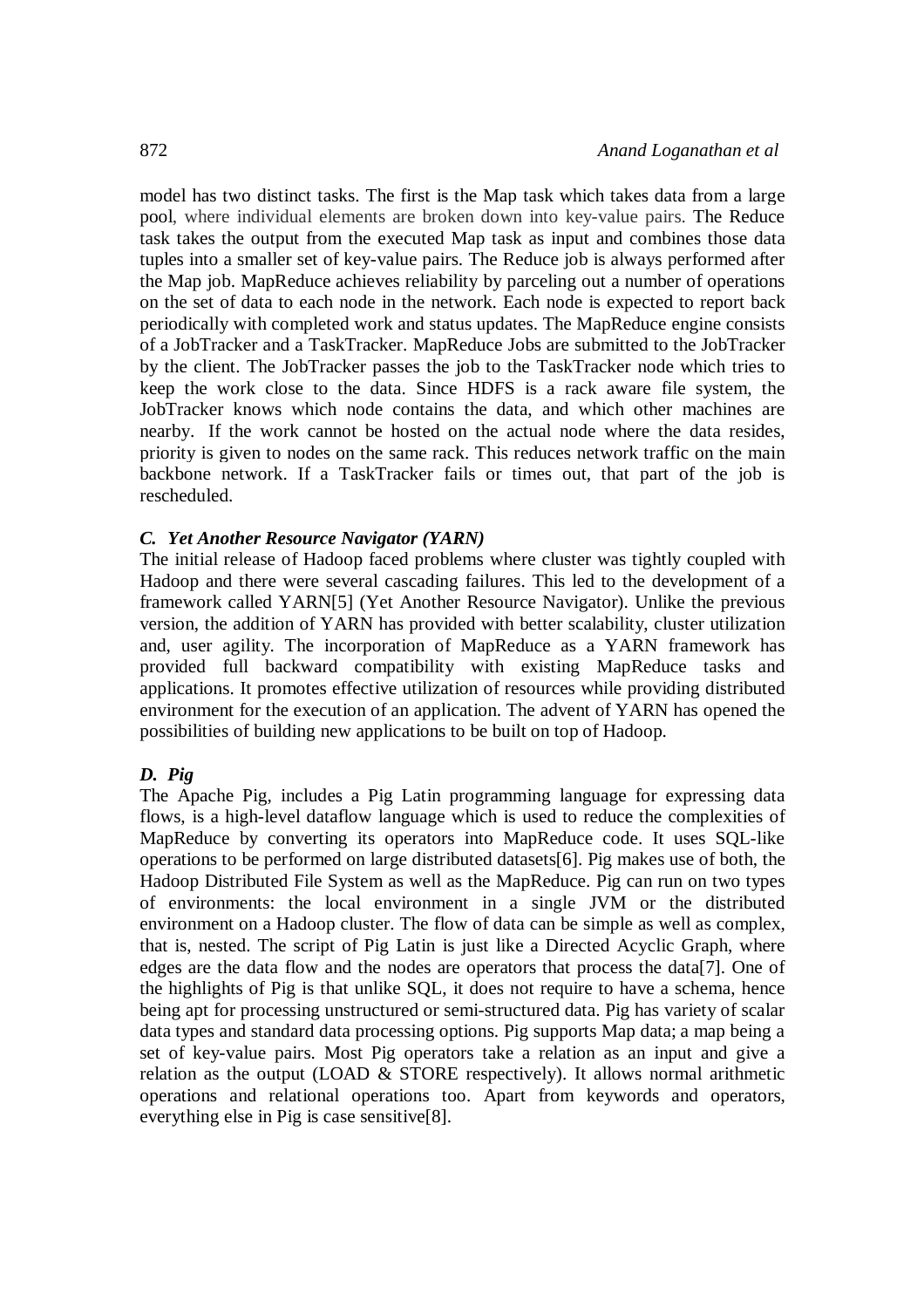model has two distinct tasks. The first is the Map task which takes data from a large pool, where individual elements are broken down into key-value pairs. The Reduce task takes the output from the executed Map task as input and combines those data tuples into a smaller set of key-value pairs. The Reduce job is always performed after the Map job. MapReduce achieves reliability by parceling out a number of operations on the set of data to each node in the network. Each node is expected to report back periodically with completed work and status updates. The MapReduce engine consists of a JobTracker and a TaskTracker. MapReduce Jobs are submitted to the JobTracker by the client. The JobTracker passes the job to the TaskTracker node which tries to keep the work close to the data. Since HDFS is a rack aware file system, the JobTracker knows which node contains the data, and which other machines are nearby. If the work cannot be hosted on the actual node where the data resides, priority is given to nodes on the same rack. This reduces network traffic on the main backbone network. If a TaskTracker fails or times out, that part of the job is rescheduled.

### *C. Yet Another Resource Navigator (YARN)*

The initial release of Hadoop faced problems where cluster was tightly coupled with Hadoop and there were several cascading failures. This led to the development of a framework called YARN[5] (Yet Another Resource Navigator). Unlike the previous version, the addition of YARN has provided with better scalability, cluster utilization and, user agility. The incorporation of MapReduce as a YARN framework has provided full backward compatibility with existing MapReduce tasks and applications. It promotes effective utilization of resources while providing distributed environment for the execution of an application. The advent of YARN has opened the possibilities of building new applications to be built on top of Hadoop.

### *D. Pig*

The Apache Pig, includes a Pig Latin programming language for expressing data flows, is a high-level dataflow language which is used to reduce the complexities of MapReduce by converting its operators into MapReduce code. It uses SQL-like operations to be performed on large distributed datasets[6]. Pig makes use of both, the Hadoop Distributed File System as well as the MapReduce. Pig can run on two types of environments: the local environment in a single JVM or the distributed environment on a Hadoop cluster. The flow of data can be simple as well as complex, that is, nested. The script of Pig Latin is just like a Directed Acyclic Graph, where edges are the data flow and the nodes are operators that process the data[7]. One of the highlights of Pig is that unlike SQL, it does not require to have a schema, hence being apt for processing unstructured or semi-structured data. Pig has variety of scalar data types and standard data processing options. Pig supports Map data; a map being a set of key-value pairs. Most Pig operators take a relation as an input and give a relation as the output (LOAD & STORE respectively). It allows normal arithmetic operations and relational operations too. Apart from keywords and operators, everything else in Pig is case sensitive[8].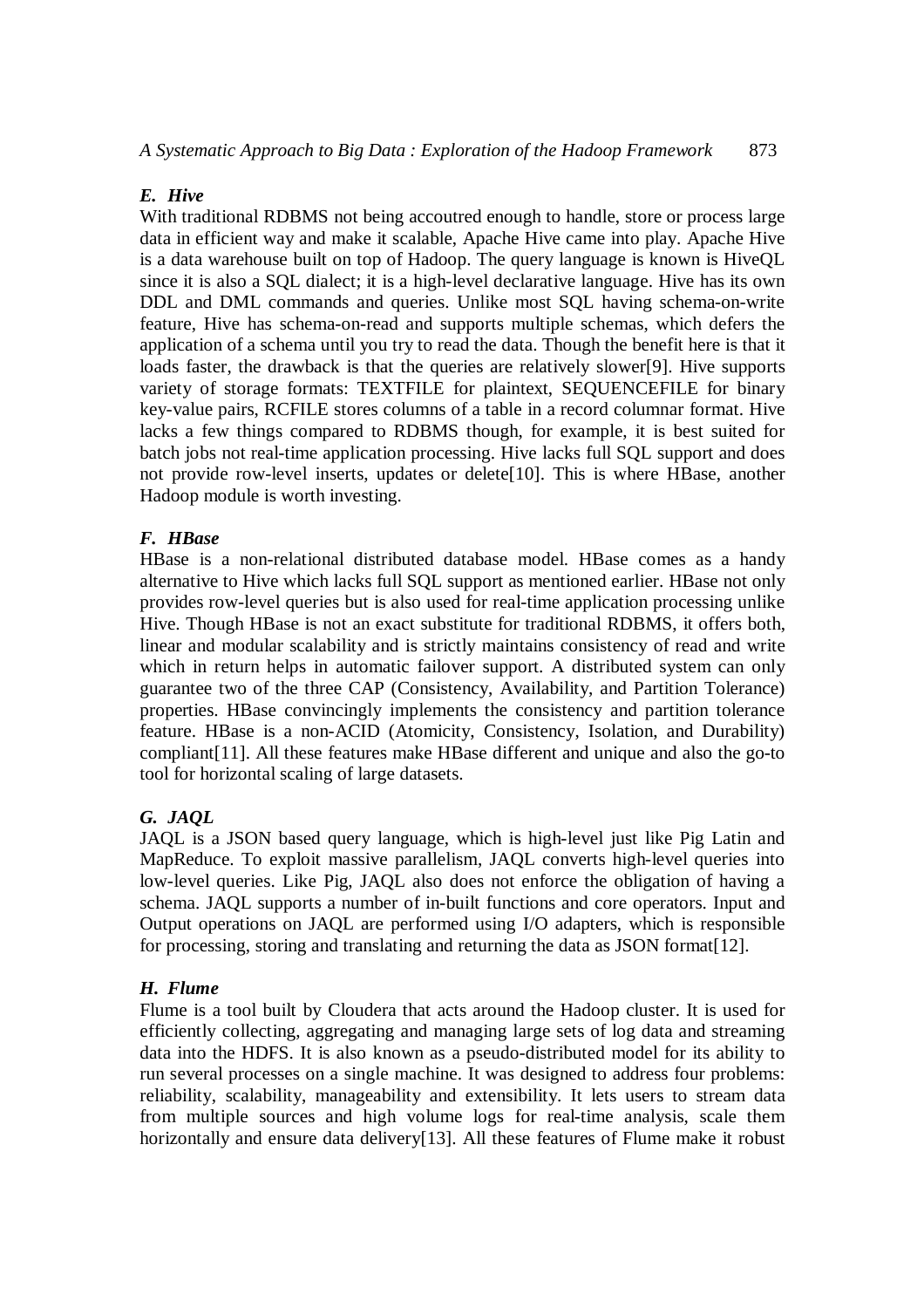### *E. Hive*

With traditional RDBMS not being accoutred enough to handle, store or process large data in efficient way and make it scalable, Apache Hive came into play. Apache Hive is a data warehouse built on top of Hadoop. The query language is known is HiveQL since it is also a SQL dialect; it is a high-level declarative language. Hive has its own DDL and DML commands and queries. Unlike most SQL having schema-on-write feature, Hive has schema-on-read and supports multiple schemas, which defers the application of a schema until you try to read the data. Though the benefit here is that it loads faster, the drawback is that the queries are relatively slower[9]. Hive supports variety of storage formats: TEXTFILE for plaintext, SEQUENCEFILE for binary key-value pairs, RCFILE stores columns of a table in a record columnar format. Hive lacks a few things compared to RDBMS though, for example, it is best suited for batch jobs not real-time application processing. Hive lacks full SQL support and does not provide row-level inserts, updates or delete[10]. This is where HBase, another Hadoop module is worth investing.

### *F. HBase*

HBase is a non-relational distributed database model. HBase comes as a handy alternative to Hive which lacks full SQL support as mentioned earlier. HBase not only provides row-level queries but is also used for real-time application processing unlike Hive. Though HBase is not an exact substitute for traditional RDBMS, it offers both, linear and modular scalability and is strictly maintains consistency of read and write which in return helps in automatic failover support. A distributed system can only guarantee two of the three CAP (Consistency, Availability, and Partition Tolerance) properties. HBase convincingly implements the consistency and partition tolerance feature. HBase is a non-ACID (Atomicity, Consistency, Isolation, and Durability) compliant[11]. All these features make HBase different and unique and also the go-to tool for horizontal scaling of large datasets.

### *G. JAQL*

JAQL is a JSON based query language, which is high-level just like Pig Latin and MapReduce. To exploit massive parallelism, JAQL converts high-level queries into low-level queries. Like Pig, JAQL also does not enforce the obligation of having a schema. JAQL supports a number of in-built functions and core operators. Input and Output operations on JAQL are performed using I/O adapters, which is responsible for processing, storing and translating and returning the data as JSON format[12].

### *H. Flume*

Flume is a tool built by Cloudera that acts around the Hadoop cluster. It is used for efficiently collecting, aggregating and managing large sets of log data and streaming data into the HDFS. It is also known as a pseudo-distributed model for its ability to run several processes on a single machine. It was designed to address four problems: reliability, scalability, manageability and extensibility. It lets users to stream data from multiple sources and high volume logs for real-time analysis, scale them horizontally and ensure data delivery[13]. All these features of Flume make it robust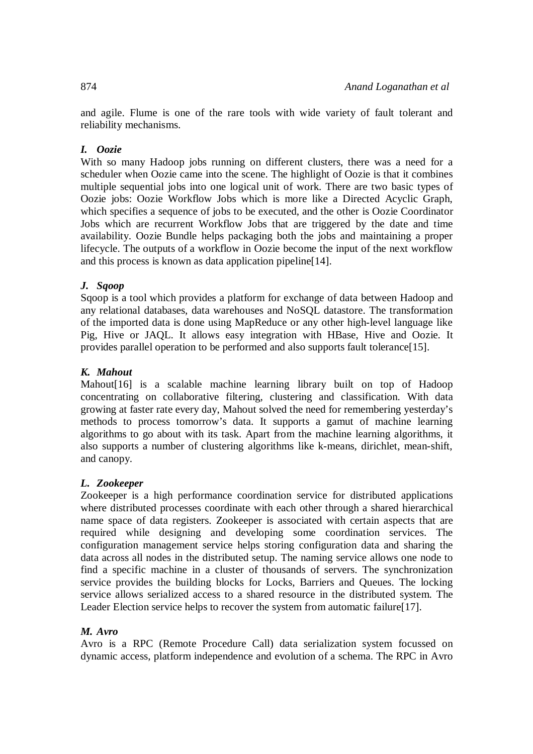and agile. Flume is one of the rare tools with wide variety of fault tolerant and reliability mechanisms.

### *I. Oozie*

With so many Hadoop jobs running on different clusters, there was a need for a scheduler when Oozie came into the scene. The highlight of Oozie is that it combines multiple sequential jobs into one logical unit of work. There are two basic types of Oozie jobs: Oozie Workflow Jobs which is more like a Directed Acyclic Graph, which specifies a sequence of jobs to be executed, and the other is Oozie Coordinator Jobs which are recurrent Workflow Jobs that are triggered by the date and time availability. Oozie Bundle helps packaging both the jobs and maintaining a proper lifecycle. The outputs of a workflow in Oozie become the input of the next workflow and this process is known as data application pipeline[14].

### *J. Sqoop*

Sqoop is a tool which provides a platform for exchange of data between Hadoop and any relational databases, data warehouses and NoSQL datastore. The transformation of the imported data is done using MapReduce or any other high-level language like Pig, Hive or JAQL. It allows easy integration with HBase, Hive and Oozie. It provides parallel operation to be performed and also supports fault tolerance[15].

### *K. Mahout*

Mahout[16] is a scalable machine learning library built on top of Hadoop concentrating on collaborative filtering, clustering and classification. With data growing at faster rate every day, Mahout solved the need for remembering yesterday's methods to process tomorrow's data. It supports a gamut of machine learning algorithms to go about with its task. Apart from the machine learning algorithms, it also supports a number of clustering algorithms like k-means, dirichlet, mean-shift, and canopy.

### *L. Zookeeper*

Zookeeper is a high performance coordination service for distributed applications where distributed processes coordinate with each other through a shared hierarchical name space of data registers. Zookeeper is associated with certain aspects that are required while designing and developing some coordination services. The configuration management service helps storing configuration data and sharing the data across all nodes in the distributed setup. The naming service allows one node to find a specific machine in a cluster of thousands of servers. The synchronization service provides the building blocks for Locks, Barriers and Queues. The locking service allows serialized access to a shared resource in the distributed system. The Leader Election service helps to recover the system from automatic failure[17].

### *M. Avro*

Avro is a RPC (Remote Procedure Call) data serialization system focussed on dynamic access, platform independence and evolution of a schema. The RPC in Avro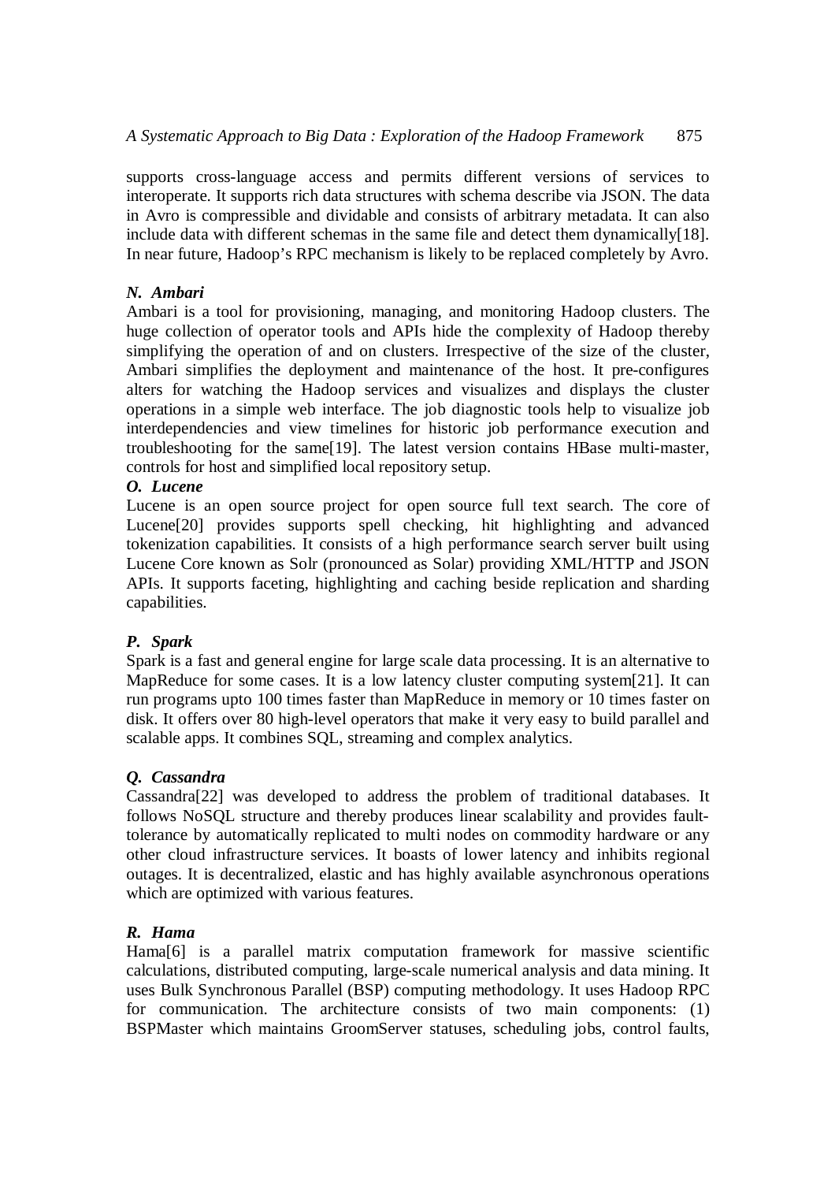supports cross-language access and permits different versions of services to interoperate. It supports rich data structures with schema describe via JSON. The data in Avro is compressible and dividable and consists of arbitrary metadata. It can also include data with different schemas in the same file and detect them dynamically[18]. In near future, Hadoop's RPC mechanism is likely to be replaced completely by Avro.

### *N. Ambari*

Ambari is a tool for provisioning, managing, and monitoring Hadoop clusters. The huge collection of operator tools and APIs hide the complexity of Hadoop thereby simplifying the operation of and on clusters. Irrespective of the size of the cluster, Ambari simplifies the deployment and maintenance of the host. It pre-configures alters for watching the Hadoop services and visualizes and displays the cluster operations in a simple web interface. The job diagnostic tools help to visualize job interdependencies and view timelines for historic job performance execution and troubleshooting for the same[19]. The latest version contains HBase multi-master, controls for host and simplified local repository setup.

### *O. Lucene*

Lucene is an open source project for open source full text search. The core of Lucene[20] provides supports spell checking, hit highlighting and advanced tokenization capabilities. It consists of a high performance search server built using Lucene Core known as Solr (pronounced as Solar) providing XML/HTTP and JSON APIs. It supports faceting, highlighting and caching beside replication and sharding capabilities.

### *P. Spark*

Spark is a fast and general engine for large scale data processing. It is an alternative to MapReduce for some cases. It is a low latency cluster computing system[21]. It can run programs upto 100 times faster than MapReduce in memory or 10 times faster on disk. It offers over 80 high-level operators that make it very easy to build parallel and scalable apps. It combines SQL, streaming and complex analytics.

### *Q. Cassandra*

Cassandra[22] was developed to address the problem of traditional databases. It follows NoSQL structure and thereby produces linear scalability and provides fault-tolerance by automatically replicated to multi nodes on commodity hardware or any other cloud infrastructure services. It boasts of lower latency and inhibits regional outages. It is decentralized, elastic and has highly available asynchronous operations which are optimized with various features.

### *R. Hama*

Hama[6] is a parallel matrix computation framework for massive scientific calculations, distributed computing, large-scale numerical analysis and data mining. It uses Bulk Synchronous Parallel (BSP) computing methodology. It uses Hadoop RPC for communication. The architecture consists of two main components: (1) BSPMaster which maintains GroomServer statuses, scheduling jobs, control faults,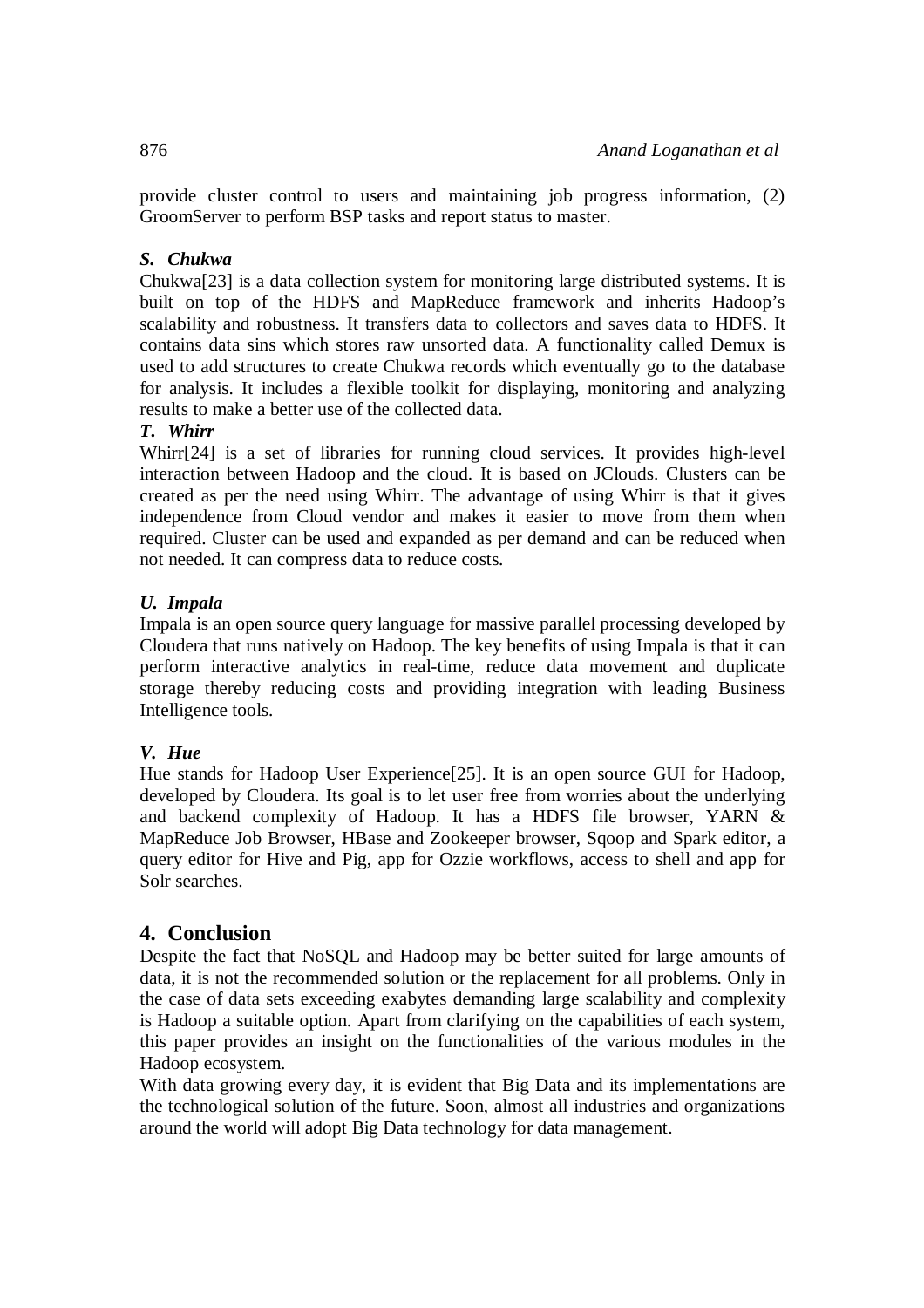provide cluster control to users and maintaining job progress information, (2) GroomServer to perform BSP tasks and report status to master.

### *S. Chukwa*

Chukwa[23] is a data collection system for monitoring large distributed systems. It is built on top of the HDFS and MapReduce framework and inherits Hadoop's scalability and robustness. It transfers data to collectors and saves data to HDFS. It contains data sins which stores raw unsorted data. A functionality called Demux is used to add structures to create Chukwa records which eventually go to the database for analysis. It includes a flexible toolkit for displaying, monitoring and analyzing results to make a better use of the collected data.

### *T. Whirr*

Whirr[24] is a set of libraries for running cloud services. It provides high-level interaction between Hadoop and the cloud. It is based on JClouds. Clusters can be created as per the need using Whirr. The advantage of using Whirr is that it gives independence from Cloud vendor and makes it easier to move from them when required. Cluster can be used and expanded as per demand and can be reduced when not needed. It can compress data to reduce costs.

### *U. Impala*

Impala is an open source query language for massive parallel processing developed by Cloudera that runs natively on Hadoop. The key benefits of using Impala is that it can perform interactive analytics in real-time, reduce data movement and duplicate storage thereby reducing costs and providing integration with leading Business Intelligence tools.

### *V. Hue*

Hue stands for Hadoop User Experience[25]. It is an open source GUI for Hadoop, developed by Cloudera. Its goal is to let user free from worries about the underlying and backend complexity of Hadoop. It has a HDFS file browser, YARN & MapReduce Job Browser, HBase and Zookeeper browser, Sqoop and Spark editor, a query editor for Hive and Pig, app for Ozzie workflows, access to shell and app for Solr searches.

## 4. Conclusion

Despite the fact that NoSQL and Hadoop may be better suited for large amounts of data, it is not the recommended solution or the replacement for all problems. Only in the case of data sets exceeding exabytes demanding large scalability and complexity is Hadoop a suitable option. Apart from clarifying on the capabilities of each system, this paper provides an insight on the functionalities of the various modules in the Hadoop ecosystem.

With data growing every day, it is evident that Big Data and its implementations are the technological solution of the future. Soon, almost all industries and organizations around the world will adopt Big Data technology for data management.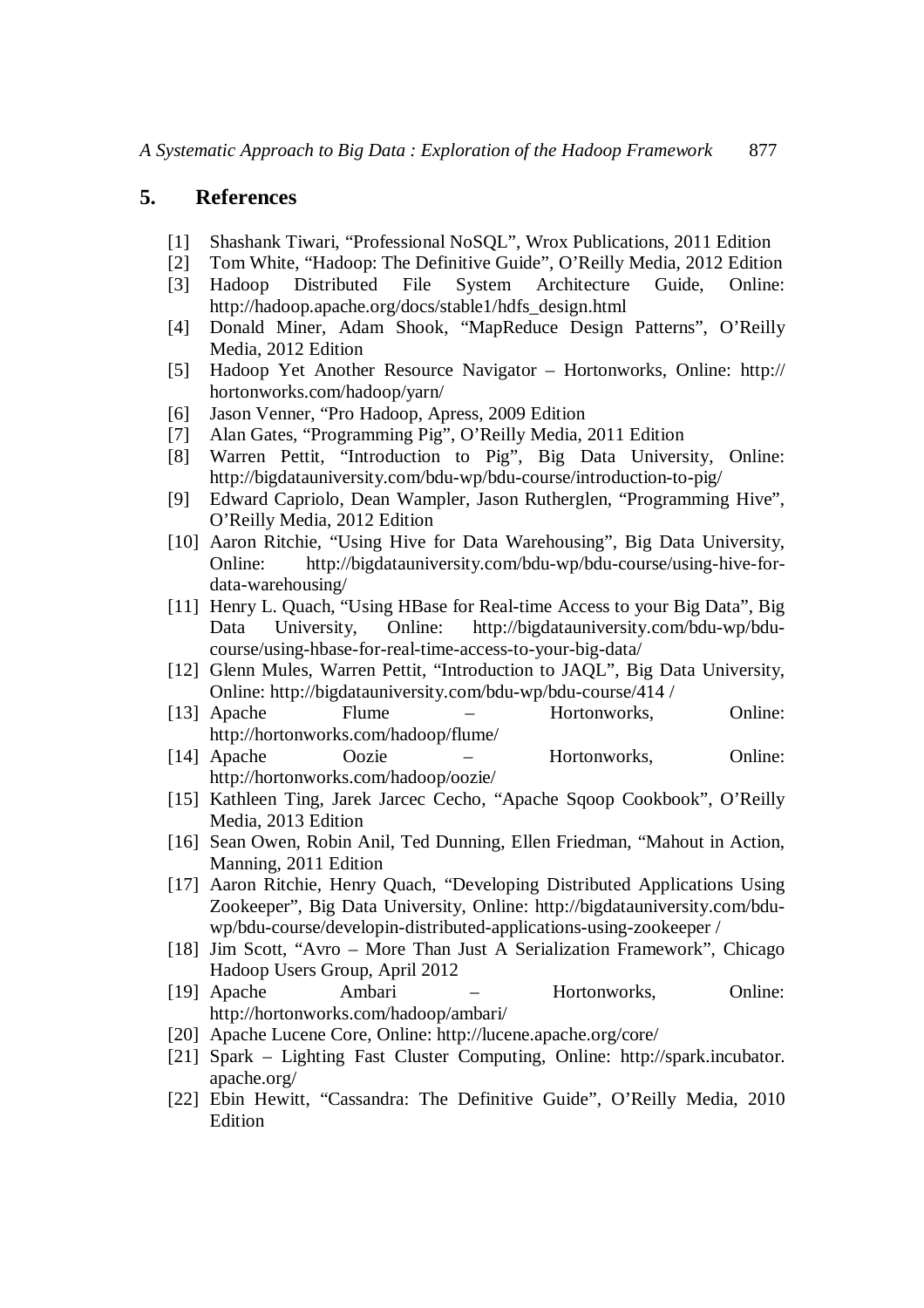## 5. References

[1] Shashank Tiwari, “Professional NoSQL”, Wrox Publications, 2011 Edition

[2] Tom White, “Hadoop: The Definitive Guide”, O’Reilly Media, 2012 Edition

[3] Hadoop Distributed File System Architecture Guide, Online: http://hadoop.apache.org/docs/stable1/hdfs_design.html

[4] Donald Miner, Adam Shook, “MapReduce Design Patterns”, O’Reilly Media, 2012 Edition

[5] Hadoop Yet Another Resource Navigator – Hortonworks, Online: http://hortonworks.com/hadoop/yarn/

[6] Jason Venner, “Pro Hadoop, Apress, 2009 Edition

[7] Alan Gates, “Programming Pig”, O’Reilly Media, 2011 Edition

[8] Warren Pettit, “Introduction to Pig”, Big Data University, Online: http://bigdatauniversity.com/bdu-wp/bdu-course/introduction-to-pig/

[9] Edward Capriolo, Dean Wampler, Jason Rutherglen, “Programming Hive”, O’Reilly Media, 2012 Edition

[10] Aaron Ritchie, “Using Hive for Data Warehousing”, Big Data University, Online: http://bigdatauniversity.com/bdu-wp/bdu-course/using-hive-for-data-warehousing/

[11] Henry L. Quach, “Using HBase for Real-time Access to your Big Data”, Big Data University, Online: http://bigdatauniversity.com/bdu-wp/bdu-course/using-hbase-for-real-time-access-to-your-big-data/

[12] Glenn Mules, Warren Pettit, “Introduction to JAQL”, Big Data University, Online: http://bigdatauniversity.com/bdu-wp/bdu-course/414 /

[13] Apache Flume – Hortonworks, Online: http://hortonworks.com/hadoop/flume/

[14] Apache Oozie – Hortonworks, Online: http://hortonworks.com/hadoop/oozie/

[15] Kathleen Ting, Jarek Jarcec Cecho, “Apache Sqoop Cookbook”, O’Reilly Media, 2013 Edition

[16] Sean Owen, Robin Anil, Ted Dunning, Ellen Friedman, “Mahout in Action, Manning, 2011 Edition

[17] Aaron Ritchie, Henry Quach, “Developing Distributed Applications Using Zookeeper”, Big Data University, Online: http://bigdatauniversity.com/bdu-wp/bdu-course/developin-distributed-applications-using-zookeeper /

[18] Jim Scott, “Avro – More Than Just A Serialization Framework”, Chicago Hadoop Users Group, April 2012

[19] Apache Ambari – Hortonworks, Online: http://hortonworks.com/hadoop/ambari/

[20] Apache Lucene Core, Online: http://lucene.apache.org/core/

[21] Spark – Lighting Fast Cluster Computing, Online: http://spark.incubator.apache.org/

[22] Ebin Hewitt, “Cassandra: The Definitive Guide”, O’Reilly Media, 2010 Edition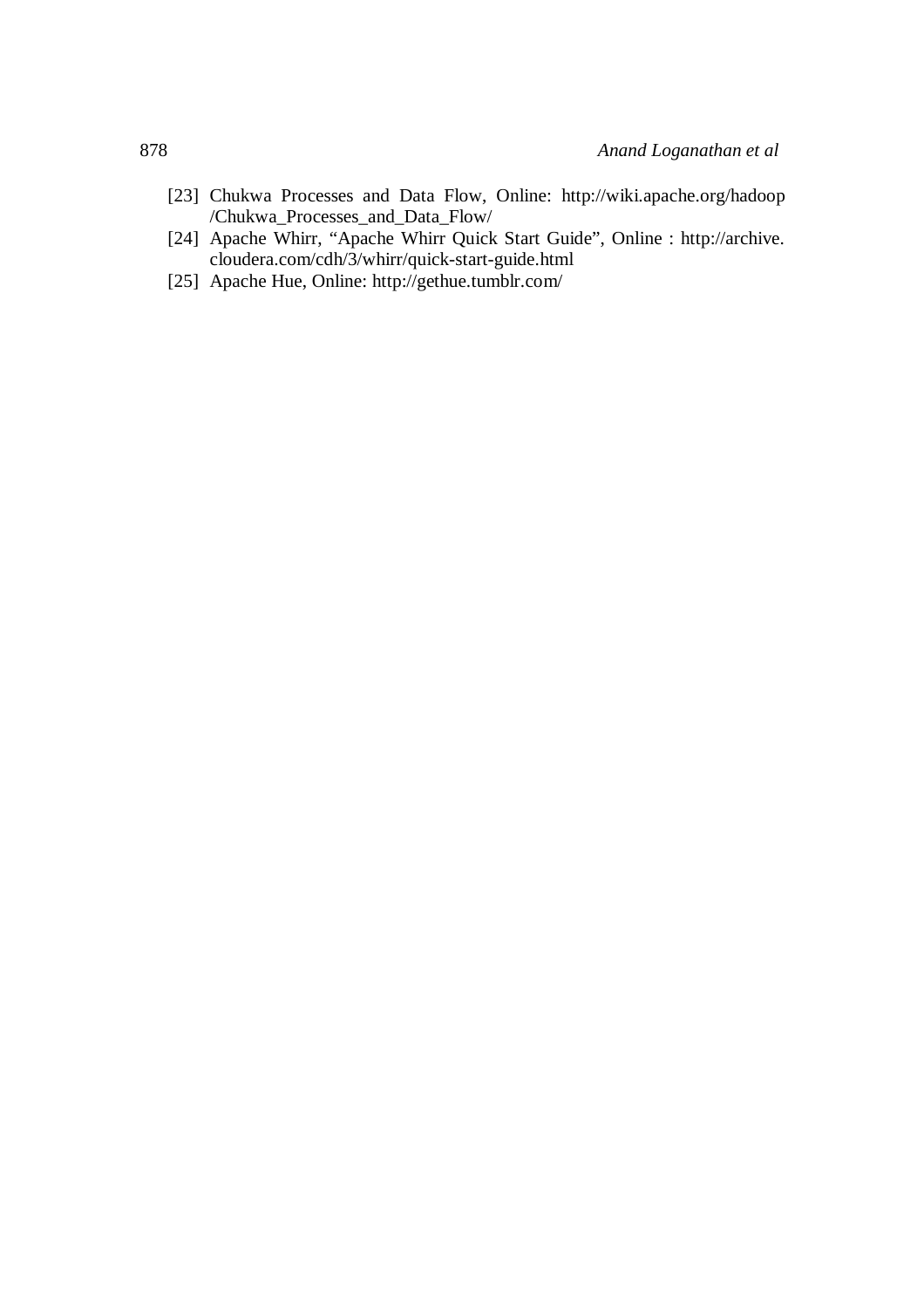[23] Chukwa Processes and Data Flow, Online: http://wiki.apache.org/hadoop/Chukwa_Processes_and_Data_Flow/

[24] Apache Whirr, "Apache Whirr Quick Start Guide", Online : http://archive.cloudera.com/cdh/3/whirr/quick-start-guide.html

[25] Apache Hue, Online: http://gethue.tumblr.com/